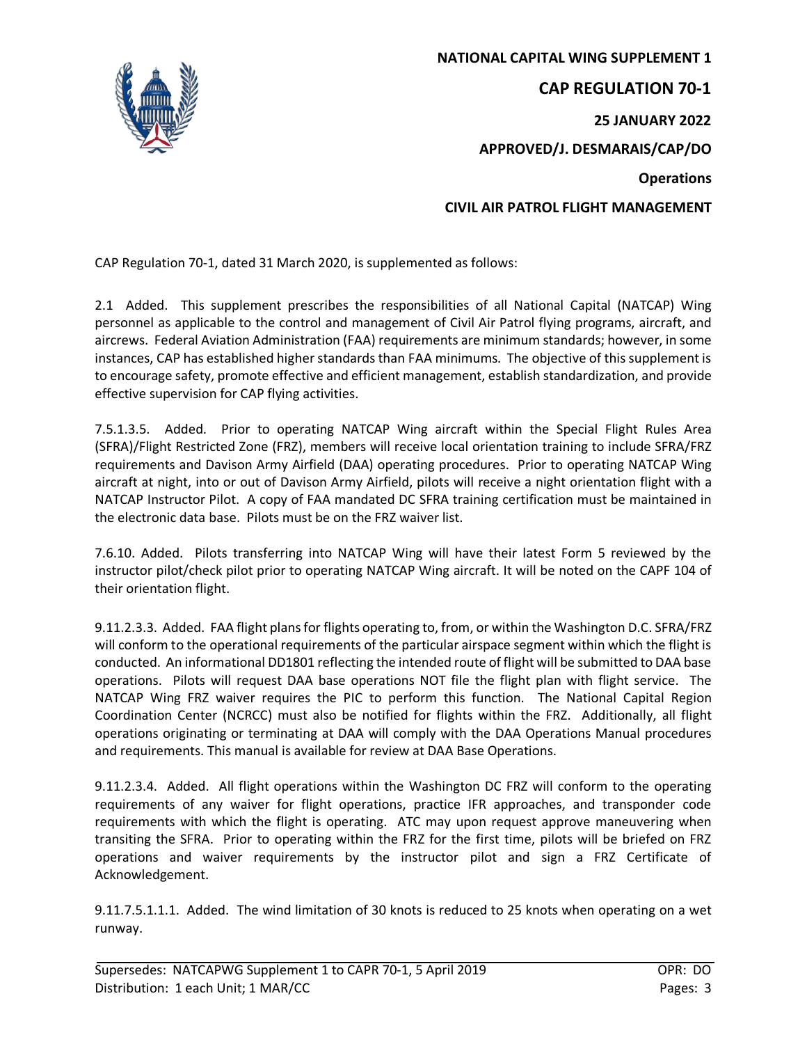**NATIONAL CAPITAL WING SUPPLEMENT 1**

# CAP REGULATION 70-1

**25 JANUARY 2022**

**APPROVED/J. DESMARAIS/CAP/DO**

**Operations**

**CIVIL AIR PATROL FLIGHT MANAGEMENT**

CAP Regulation 70-1, dated 31 March 2020, is supplemented as follows:

2.1 Added. This supplement prescribes the responsibilities of all National Capital (NATCAP) Wing personnel as applicable to the control and management of Civil Air Patrol flying programs, aircraft, and aircrews. Federal Aviation Administration (FAA) requirements are minimum standards; however, in some instances, CAP has established higher standards than FAA minimums. The objective of this supplement is to encourage safety, promote effective and efficient management, establish standardization, and provide effective supervision for CAP flying activities.

7.5.1.3.5. Added. Prior to operating NATCAP Wing aircraft within the Special Flight Rules Area (SFRA)/Flight Restricted Zone (FRZ), members will receive local orientation training to include SFRA/FRZ requirements and Davison Army Airfield (DAA) operating procedures. Prior to operating NATCAP Wing aircraft at night, into or out of Davison Army Airfield, pilots will receive a night orientation flight with a NATCAP Instructor Pilot. A copy of FAA mandated DC SFRA training certification must be maintained in the electronic data base. Pilots must be on the FRZ waiver list.

7.6.10. Added. Pilots transferring into NATCAP Wing will have their latest Form 5 reviewed by the instructor pilot/check pilot prior to operating NATCAP Wing aircraft. It will be noted on the CAPF 104 of their orientation flight.

9.11.2.3.3. Added. FAA flight plans for flights operating to, from, or within the Washington D.C. SFRA/FRZ will conform to the operational requirements of the particular airspace segment within which the flight is conducted. An informational DD1801 reflecting the intended route of flight will be submitted to DAA base operations. Pilots will request DAA base operations NOT file the flight plan with flight service. The NATCAP Wing FRZ waiver requires the PIC to perform this function. The National Capital Region Coordination Center (NCRCC) must also be notified for flights within the FRZ. Additionally, all flight operations originating or terminating at DAA will comply with the DAA Operations Manual procedures and requirements. This manual is available for review at DAA Base Operations.

9.11.2.3.4. Added. All flight operations within the Washington DC FRZ will conform to the operating requirements of any waiver for flight operations, practice IFR approaches, and transponder code requirements with which the flight is operating. ATC may upon request approve maneuvering when transiting the SFRA. Prior to operating within the FRZ for the first time, pilots will be briefed on FRZ operations and waiver requirements by the instructor pilot and sign a FRZ Certificate of Acknowledgement.

9.11.7.5.1.1.1. Added. The wind limitation of 30 knots is reduced to 25 knots when operating on a wet runway.

---

Supersedes: NATCAPWG Supplement 1 to CAPR 70-1, 5 April 2019 — OPR: DO

Distribution: 1 each Unit; 1 MAR/CC — Pages: 3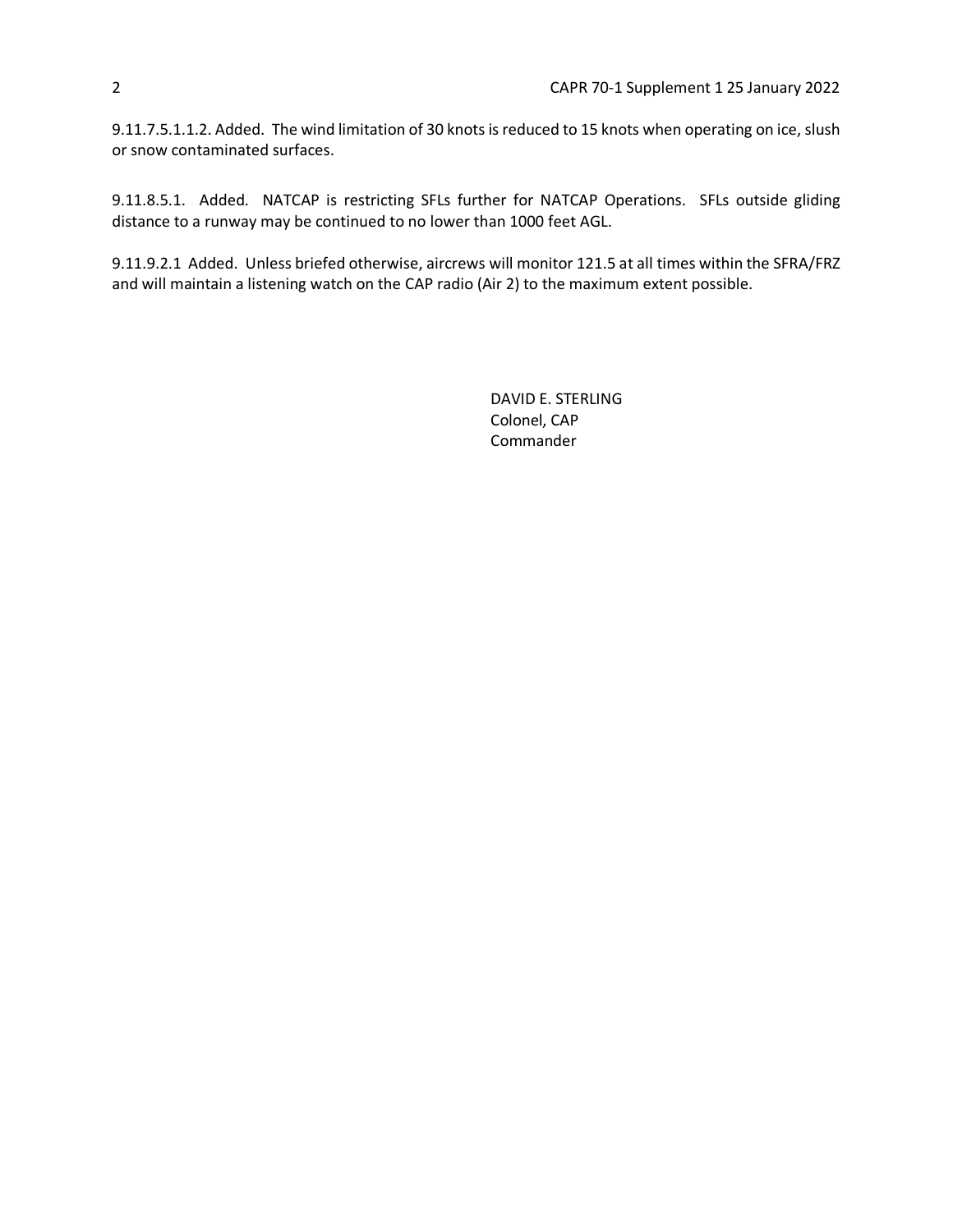9.11.7.5.1.1.2. Added. The wind limitation of 30 knots is reduced to 15 knots when operating on ice, slush or snow contaminated surfaces.

9.11.8.5.1. Added. NATCAP is restricting SFLs further for NATCAP Operations. SFLs outside gliding distance to a runway may be continued to no lower than 1000 feet AGL.

9.11.9.2.1 Added. Unless briefed otherwise, aircrews will monitor 121.5 at all times within the SFRA/FRZ and will maintain a listening watch on the CAP radio (Air 2) to the maximum extent possible.

DAVID E. STERLING
Colonel, CAP
Commander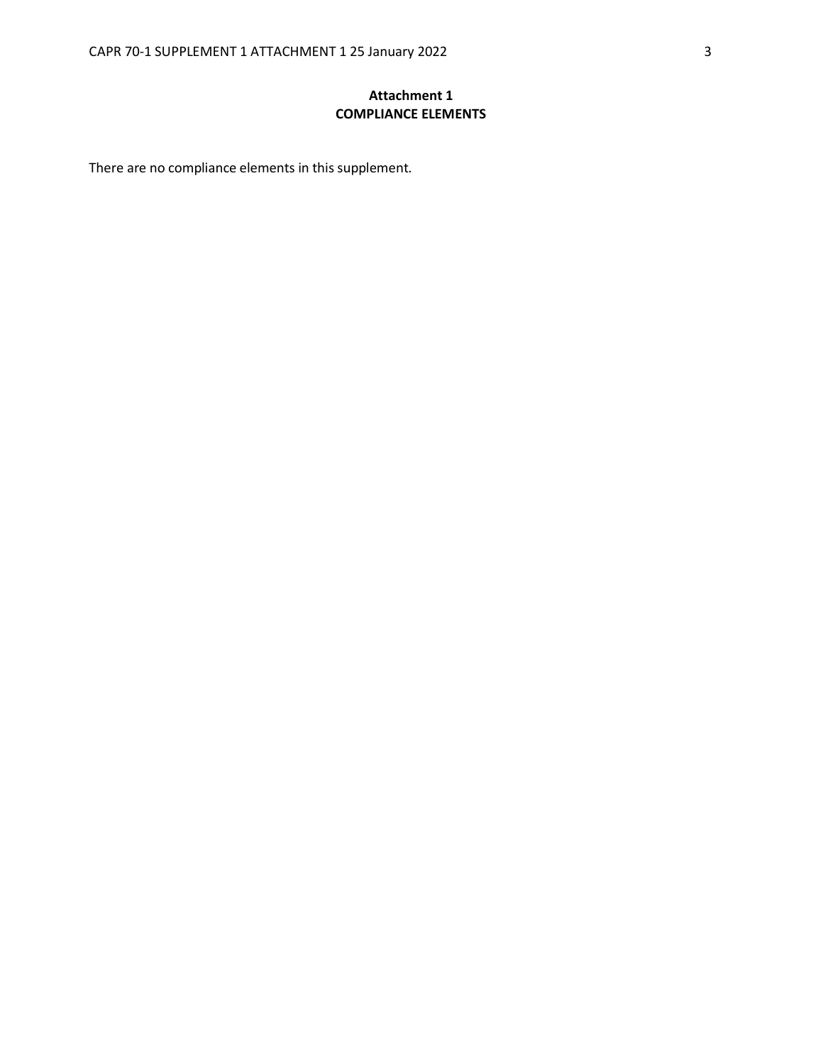## Attachment 1
## COMPLIANCE ELEMENTS

There are no compliance elements in this supplement.